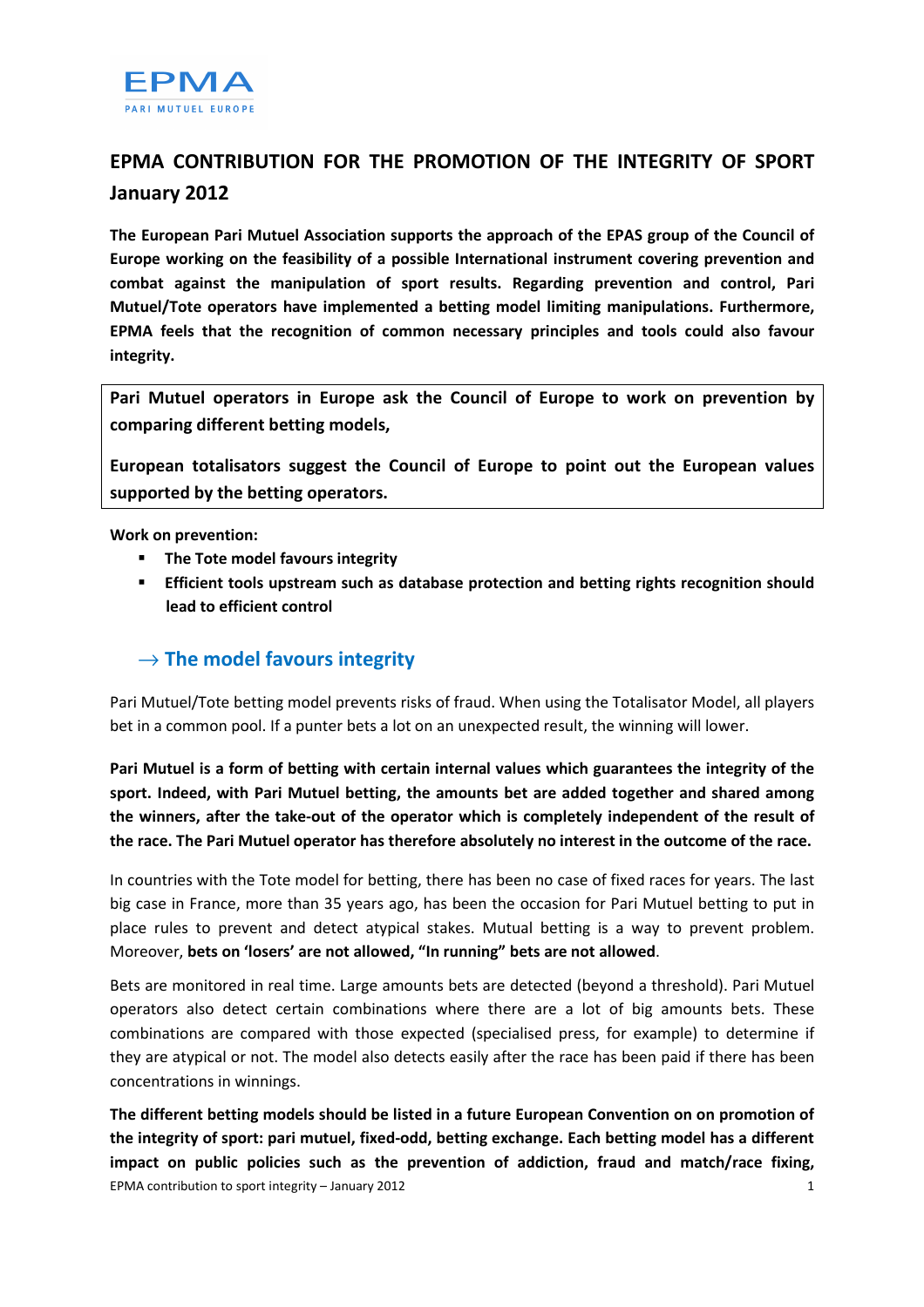EPMA
PARI MUTUEL EUROPE

# EPMA CONTRIBUTION FOR THE PROMOTION OF THE INTEGRITY OF SPORT January 2012

**The European Pari Mutuel Association supports the approach of the EPAS group of the Council of Europe working on the feasibility of a possible International instrument covering prevention and combat against the manipulation of sport results. Regarding prevention and control, Pari Mutuel/Tote operators have implemented a betting model limiting manipulations. Furthermore, EPMA feels that the recognition of common necessary principles and tools could also favour integrity.**

> **Pari Mutuel operators in Europe ask the Council of Europe to work on prevention by comparing different betting models,**
>
> **European totalisators suggest the Council of Europe to point out the European values supported by the betting operators.**

**Work on prevention:**

- **The Tote model favours integrity**
- **Efficient tools upstream such as database protection and betting rights recognition should lead to efficient control**

## → The model favours integrity

Pari Mutuel/Tote betting model prevents risks of fraud. When using the Totalisator Model, all players bet in a common pool. If a punter bets a lot on an unexpected result, the winning will lower.

**Pari Mutuel is a form of betting with certain internal values which guarantees the integrity of the sport. Indeed, with Pari Mutuel betting, the amounts bet are added together and shared among the winners, after the take-out of the operator which is completely independent of the result of the race. The Pari Mutuel operator has therefore absolutely no interest in the outcome of the race.**

In countries with the Tote model for betting, there has been no case of fixed races for years. The last big case in France, more than 35 years ago, has been the occasion for Pari Mutuel betting to put in place rules to prevent and detect atypical stakes. Mutual betting is a way to prevent problem. Moreover, **bets on 'losers' are not allowed, "In running" bets are not allowed**.

Bets are monitored in real time. Large amounts bets are detected (beyond a threshold). Pari Mutuel operators also detect certain combinations where there are a lot of big amounts bets. These combinations are compared with those expected (specialised press, for example) to determine if they are atypical or not. The model also detects easily after the race has been paid if there has been concentrations in winnings.

**The different betting models should be listed in a future European Convention on on promotion of the integrity of sport: pari mutuel, fixed-odd, betting exchange. Each betting model has a different impact on public policies such as the prevention of addiction, fraud and match/race fixing,**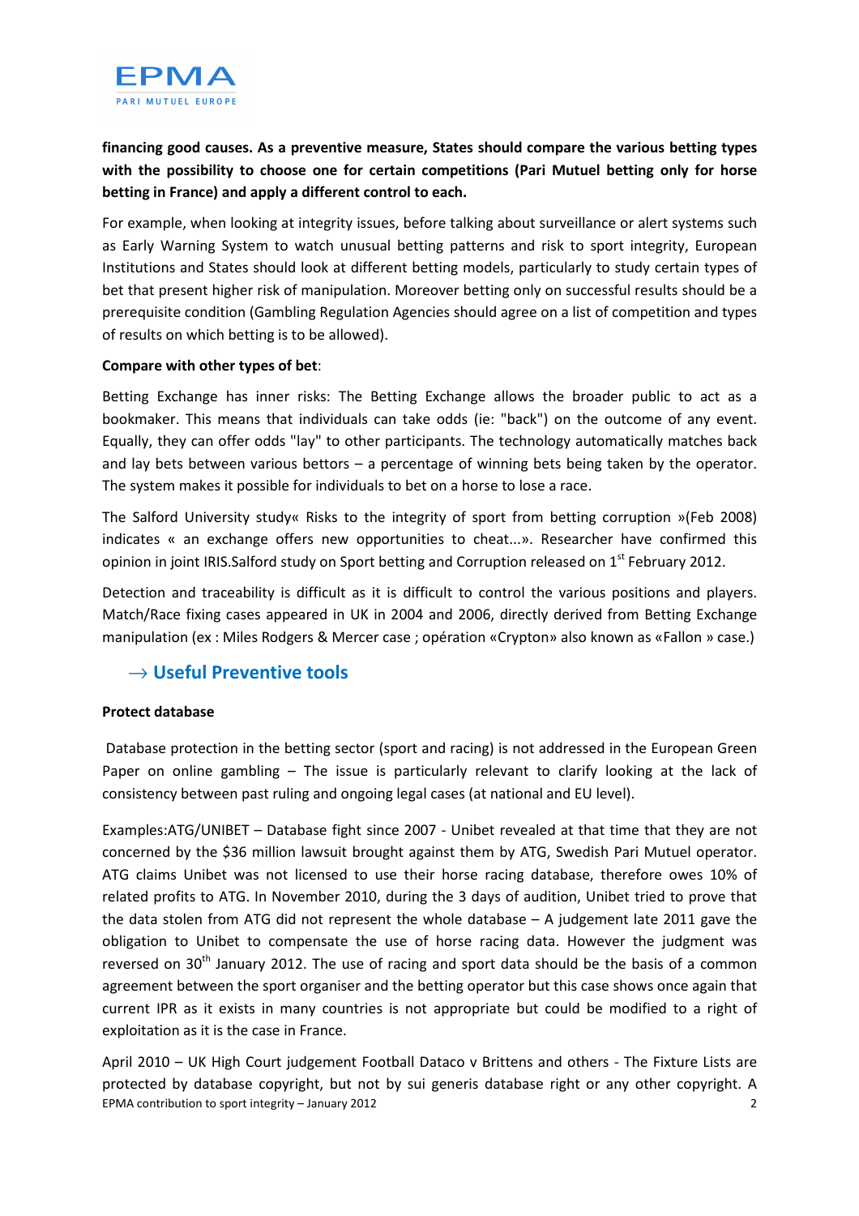**financing good causes. As a preventive measure, States should compare the various betting types with the possibility to choose one for certain competitions (Pari Mutuel betting only for horse betting in France) and apply a different control to each.**

For example, when looking at integrity issues, before talking about surveillance or alert systems such as Early Warning System to watch unusual betting patterns and risk to sport integrity, European Institutions and States should look at different betting models, particularly to study certain types of bet that present higher risk of manipulation. Moreover betting only on successful results should be a prerequisite condition (Gambling Regulation Agencies should agree on a list of competition and types of results on which betting is to be allowed).

**Compare with other types of bet**:

Betting Exchange has inner risks: The Betting Exchange allows the broader public to act as a bookmaker. This means that individuals can take odds (ie: "back") on the outcome of any event. Equally, they can offer odds "lay" to other participants. The technology automatically matches back and lay bets between various bettors – a percentage of winning bets being taken by the operator. The system makes it possible for individuals to bet on a horse to lose a race.

The Salford University study« Risks to the integrity of sport from betting corruption »(Feb 2008) indicates « an exchange offers new opportunities to cheat...». Researcher have confirmed this opinion in joint IRIS.Salford study on Sport betting and Corruption released on 1st February 2012.

Detection and traceability is difficult as it is difficult to control the various positions and players. Match/Race fixing cases appeared in UK in 2004 and 2006, directly derived from Betting Exchange manipulation (ex : Miles Rodgers & Mercer case ; opération «Crypton» also known as «Fallon » case.)

## → Useful Preventive tools

**Protect database**

Database protection in the betting sector (sport and racing) is not addressed in the European Green Paper on online gambling – The issue is particularly relevant to clarify looking at the lack of consistency between past ruling and ongoing legal cases (at national and EU level).

Examples:ATG/UNIBET – Database fight since 2007 - Unibet revealed at that time that they are not concerned by the $36 million lawsuit brought against them by ATG, Swedish Pari Mutuel operator. ATG claims Unibet was not licensed to use their horse racing database, therefore owes 10% of related profits to ATG. In November 2010, during the 3 days of audition, Unibet tried to prove that the data stolen from ATG did not represent the whole database – A judgement late 2011 gave the obligation to Unibet to compensate the use of horse racing data. However the judgment was reversed on 30th January 2012. The use of racing and sport data should be the basis of a common agreement between the sport organiser and the betting operator but this case shows once again that current IPR as it exists in many countries is not appropriate but could be modified to a right of exploitation as it is the case in France.

April 2010 – UK High Court judgement Football Dataco v Brittens and others - The Fixture Lists are protected by database copyright, but not by sui generis database right or any other copyright. A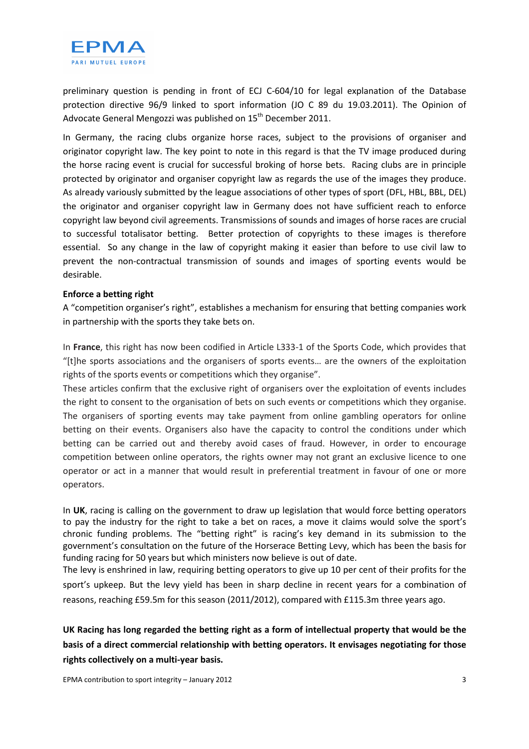preliminary question is pending in front of ECJ C-604/10 for legal explanation of the Database protection directive 96/9 linked to sport information (JO C 89 du 19.03.2011). The Opinion of Advocate General Mengozzi was published on 15th December 2011.

In Germany, the racing clubs organize horse races, subject to the provisions of organiser and originator copyright law. The key point to note in this regard is that the TV image produced during the horse racing event is crucial for successful broking of horse bets. Racing clubs are in principle protected by originator and organiser copyright law as regards the use of the images they produce. As already variously submitted by the league associations of other types of sport (DFL, HBL, BBL, DEL) the originator and organiser copyright law in Germany does not have sufficient reach to enforce copyright law beyond civil agreements. Transmissions of sounds and images of horse races are crucial to successful totalisator betting. Better protection of copyrights to these images is therefore essential. So any change in the law of copyright making it easier than before to use civil law to prevent the non-contractual transmission of sounds and images of sporting events would be desirable.

**Enforce a betting right**

A "competition organiser's right", establishes a mechanism for ensuring that betting companies work in partnership with the sports they take bets on.

In **France**, this right has now been codified in Article L333-1 of the Sports Code, which provides that "[t]he sports associations and the organisers of sports events… are the owners of the exploitation rights of the sports events or competitions which they organise".

These articles confirm that the exclusive right of organisers over the exploitation of events includes the right to consent to the organisation of bets on such events or competitions which they organise. The organisers of sporting events may take payment from online gambling operators for online betting on their events. Organisers also have the capacity to control the conditions under which betting can be carried out and thereby avoid cases of fraud. However, in order to encourage competition between online operators, the rights owner may not grant an exclusive licence to one operator or act in a manner that would result in preferential treatment in favour of one or more operators.

In **UK**, racing is calling on the government to draw up legislation that would force betting operators to pay the industry for the right to take a bet on races, a move it claims would solve the sport's chronic funding problems. The "betting right" is racing's key demand in its submission to the government's consultation on the future of the Horserace Betting Levy, which has been the basis for funding racing for 50 years but which ministers now believe is out of date.

The levy is enshrined in law, requiring betting operators to give up 10 per cent of their profits for the sport's upkeep. But the levy yield has been in sharp decline in recent years for a combination of reasons, reaching £59.5m for this season (2011/2012), compared with £115.3m three years ago.

**UK Racing has long regarded the betting right as a form of intellectual property that would be the basis of a direct commercial relationship with betting operators. It envisages negotiating for those rights collectively on a multi-year basis.**